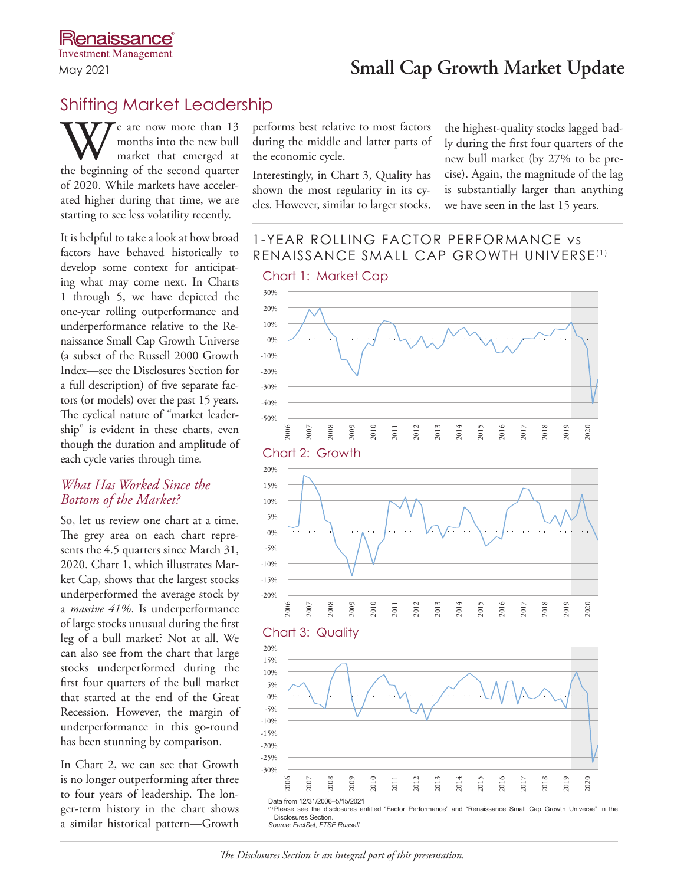Renaissance Investment Management

May 2021

# Small Cap Growth Market Update

## Shifting Market Leadership

We are now more than 13 months into the new bull market that emerged at the beginning of the second quarter of 2020. While markets have accelerated higher during that time, we are starting to see less volatility recently.

It is helpful to take a look at how broad factors have behaved historically to develop some context for anticipating what may come next. In Charts 1 through 5, we have depicted the one-year rolling outperformance and underperformance relative to the Renaissance Small Cap Growth Universe (a subset of the Russell 2000 Growth Index—see the Disclosures Section for a full description) of five separate factors (or models) over the past 15 years. The cyclical nature of "market leadership" is evident in these charts, even though the duration and amplitude of each cycle varies through time.

### *What Has Worked Since the Bottom of the Market?*

So, let us review one chart at a time. The grey area on each chart represents the 4.5 quarters since March 31, 2020. Chart 1, which illustrates Market Cap, shows that the largest stocks underperformed the average stock by a *massive 41%*. Is underperformance of large stocks unusual during the first leg of a bull market? Not at all. We can also see from the chart that large stocks underperformed during the first four quarters of the bull market that started at the end of the Great Recession. However, the margin of underperformance in this go-round has been stunning by comparison.

In Chart 2, we can see that Growth is no longer outperforming after three to four years of leadership. The longer-term history in the chart shows a similar historical pattern—Growth performs best relative to most factors during the middle and latter parts of the economic cycle.

Interestingly, in Chart 3, Quality has shown the most regularity in its cycles. However, similar to larger stocks, the highest-quality stocks lagged badly during the first four quarters of the new bull market (by 27% to be precise). Again, the magnitude of the lag is substantially larger than anything we have seen in the last 15 years.

## 1-YEAR ROLLING FACTOR PERFORMANCE vs RENAISSANCE SMALL CAP GROWTH UNIVERSE[1]

### Chart 1: Market Cap

### Chart 2: Growth

### Chart 3: Quality

Data from 12/31/2006–5/15/2021

[1] Please see the disclosures entitled "Factor Performance" and "Renaissance Small Cap Growth Universe" in the Disclosures Section.

*Source: FactSet, FTSE Russell*

*The Disclosures Section is an integral part of this presentation.*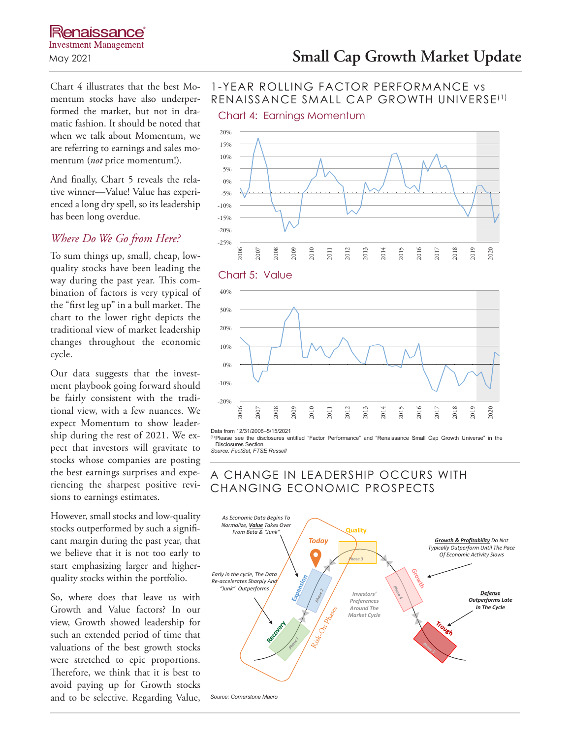Chart 4 illustrates that the best Momentum stocks have also underperformed the market, but not in dramatic fashion. It should be noted that when we talk about Momentum, we are referring to earnings and sales momentum (*not* price momentum!).

And finally, Chart 5 reveals the relative winner—Value! Value has experienced a long dry spell, so its leadership has been long overdue.

## *Where Do We Go from Here?*

To sum things up, small, cheap, low-quality stocks have been leading the way during the past year. This combination of factors is very typical of the "first leg up" in a bull market. The chart to the lower right depicts the traditional view of market leadership changes throughout the economic cycle.

Our data suggests that the investment playbook going forward should be fairly consistent with the traditional view, with a few nuances. We expect Momentum to show leadership during the rest of 2021. We expect that investors will gravitate to stocks whose companies are posting the best earnings surprises and experiencing the sharpest positive revisions to earnings estimates.

However, small stocks and low-quality stocks outperformed by such a significant margin during the past year, that we believe that it is not too early to start emphasizing larger and higher-quality stocks within the portfolio.

So, where does that leave us with Growth and Value factors? In our view, Growth showed leadership for such an extended period of time that valuations of the best growth stocks were stretched to epic proportions. Therefore, we think that it is best to avoid paying up for Growth stocks and to be selective. Regarding Value,

## 1-YEAR ROLLING FACTOR PERFORMANCE vs RENAISSANCE SMALL CAP GROWTH UNIVERSE[1]

### Chart 4: Earnings Momentum

### Chart 5: Value

Data from 12/31/2006–5/15/2021

[1] Please see the disclosures entitled "Factor Performance" and "Renaissance Small Cap Growth Universe" in the Disclosures Section.

*Source: FactSet, FTSE Russell*

## A CHANGE IN LEADERSHIP OCCURS WITH CHANGING ECONOMIC PROSPECTS

*Source: Cornerstone Macro*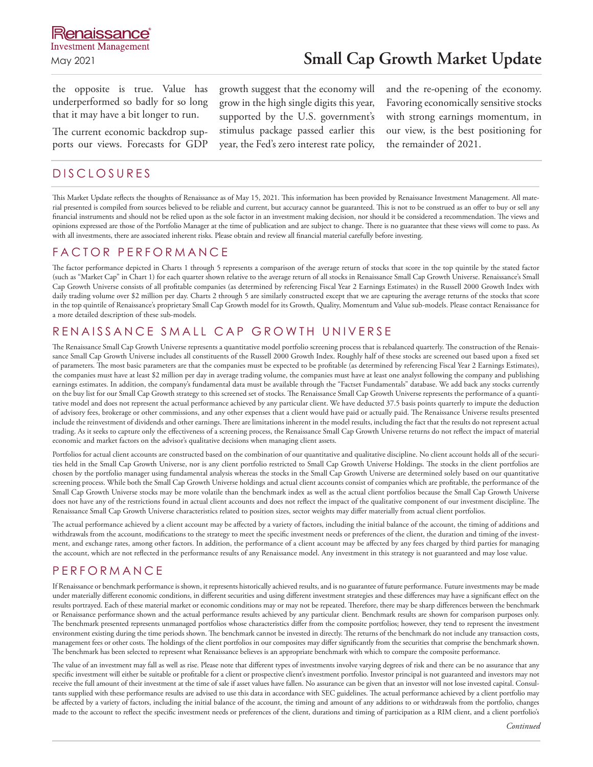the opposite is true. Value has underperformed so badly for so long that it may have a bit longer to run.

The current economic backdrop supports our views. Forecasts for GDP growth suggest that the economy will grow in the high single digits this year, supported by the U.S. government's stimulus package passed earlier this year, the Fed's zero interest rate policy, and the re-opening of the economy. Favoring economically sensitive stocks with strong earnings momentum, in our view, is the best positioning for the remainder of 2021.

## DISCLOSURES

This Market Update reflects the thoughts of Renaissance as of May 15, 2021. This information has been provided by Renaissance Investment Management. All material presented is compiled from sources believed to be reliable and current, but accuracy cannot be guaranteed. This is not to be construed as an offer to buy or sell any financial instruments and should not be relied upon as the sole factor in an investment making decision, nor should it be considered a recommendation. The views and opinions expressed are those of the Portfolio Manager at the time of publication and are subject to change. There is no guarantee that these views will come to pass. As with all investments, there are associated inherent risks. Please obtain and review all financial material carefully before investing.

## FACTOR PERFORMANCE

The factor performance depicted in Charts 1 through 5 represents a comparison of the average return of stocks that score in the top quintile by the stated factor (such as "Market Cap" in Chart 1) for each quarter shown relative to the average return of all stocks in Renaissance Small Cap Growth Universe. Renaissance's Small Cap Growth Universe consists of all profitable companies (as determined by referencing Fiscal Year 2 Earnings Estimates) in the Russell 2000 Growth Index with daily trading volume over $2 million per day. Charts 2 through 5 are similarly constructed except that we are capturing the average returns of the stocks that score in the top quintile of Renaissance's proprietary Small Cap Growth model for its Growth, Quality, Momentum and Value sub-models. Please contact Renaissance for a more detailed description of these sub-models.

## RENAISSANCE SMALL CAP GROWTH UNIVERSE

The Renaissance Small Cap Growth Universe represents a quantitative model portfolio screening process that is rebalanced quarterly. The construction of the Renaissance Small Cap Growth Universe includes all constituents of the Russell 2000 Growth Index. Roughly half of these stocks are screened out based upon a fixed set of parameters. The most basic parameters are that the companies must be expected to be profitable (as determined by referencing Fiscal Year 2 Earnings Estimates), the companies must have at least $2 million per day in average trading volume, the companies must have at least one analyst following the company and publishing earnings estimates. In addition, the company's fundamental data must be available through the "Factset Fundamentals" database. We add back any stocks currently on the buy list for our Small Cap Growth strategy to this screened set of stocks. The Renaissance Small Cap Growth Universe represents the performance of a quantitative model and does not represent the actual performance achieved by any particular client. We have deducted 37.5 basis points quarterly to impute the deduction of advisory fees, brokerage or other commissions, and any other expenses that a client would have paid or actually paid. The Renaissance Universe results presented include the reinvestment of dividends and other earnings. There are limitations inherent in the model results, including the fact that the results do not represent actual trading. As it seeks to capture only the effectiveness of a screening process, the Renaissance Small Cap Growth Universe returns do not reflect the impact of material economic and market factors on the advisor's qualitative decisions when managing client assets.

Portfolios for actual client accounts are constructed based on the combination of our quantitative and qualitative discipline. No client account holds all of the securities held in the Small Cap Growth Universe, nor is any client portfolio restricted to Small Cap Growth Universe Holdings. The stocks in the client portfolios are chosen by the portfolio manager using fundamental analysis whereas the stocks in the Small Cap Growth Universe are determined solely based on our quantitative screening process. While both the Small Cap Growth Universe holdings and actual client accounts consist of companies which are profitable, the performance of the Small Cap Growth Universe stocks may be more volatile than the benchmark index as well as the actual client portfolios because the Small Cap Growth Universe does not have any of the restrictions found in actual client accounts and does not reflect the impact of the qualitative component of our investment discipline. The Renaissance Small Cap Growth Universe characteristics related to position sizes, sector weights may differ materially from actual client portfolios.

The actual performance achieved by a client account may be affected by a variety of factors, including the initial balance of the account, the timing of additions and withdrawals from the account, modifications to the strategy to meet the specific investment needs or preferences of the client, the duration and timing of the investment, and exchange rates, among other factors. In addition, the performance of a client account may be affected by any fees charged by third parties for managing the account, which are not reflected in the performance results of any Renaissance model. Any investment in this strategy is not guaranteed and may lose value.

## PERFORMANCE

If Renaissance or benchmark performance is shown, it represents historically achieved results, and is no guarantee of future performance. Future investments may be made under materially different economic conditions, in different securities and using different investment strategies and these differences may have a significant effect on the results portrayed. Each of these material market or economic conditions may or may not be repeated. Therefore, there may be sharp differences between the benchmark or Renaissance performance shown and the actual performance results achieved by any particular client. Benchmark results are shown for comparison purposes only. The benchmark presented represents unmanaged portfolios whose characteristics differ from the composite portfolios; however, they tend to represent the investment environment existing during the time periods shown. The benchmark cannot be invested in directly. The returns of the benchmark do not include any transaction costs, management fees or other costs. The holdings of the client portfolios in our composites may differ significantly from the securities that comprise the benchmark shown. The benchmark has been selected to represent what Renaissance believes is an appropriate benchmark with which to compare the composite performance.

The value of an investment may fall as well as rise. Please note that different types of investments involve varying degrees of risk and there can be no assurance that any specific investment will either be suitable or profitable for a client or prospective client's investment portfolio. Investor principal is not guaranteed and investors may not receive the full amount of their investment at the time of sale if asset values have fallen. No assurance can be given that an investor will not lose invested capital. Consultants supplied with these performance results are advised to use this data in accordance with SEC guidelines. The actual performance achieved by a client portfolio may be affected by a variety of factors, including the initial balance of the account, the timing and amount of any additions to or withdrawals from the portfolio, changes made to the account to reflect the specific investment needs or preferences of the client, durations and timing of participation as a RIM client, and a client portfolio's

*Continued*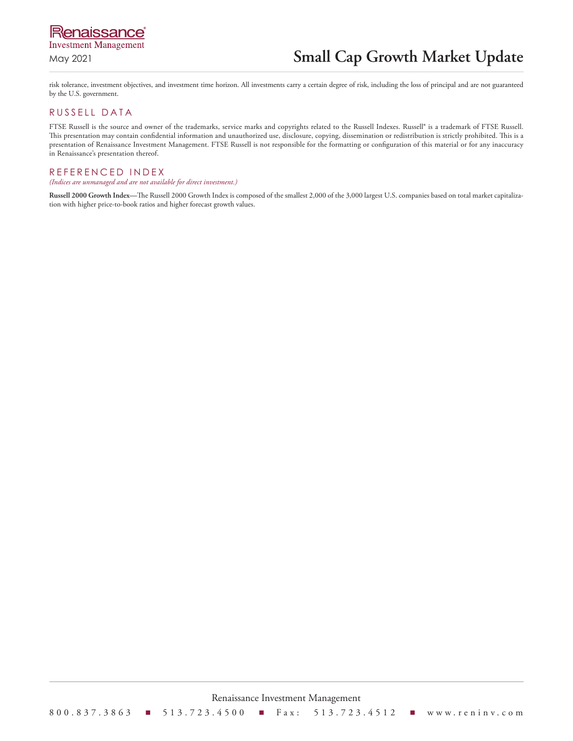risk tolerance, investment objectives, and investment time horizon. All investments carry a certain degree of risk, including the loss of principal and are not guaranteed by the U.S. government.

## RUSSELL DATA

FTSE Russell is the source and owner of the trademarks, service marks and copyrights related to the Russell Indexes. Russell® is a trademark of FTSE Russell. This presentation may contain confidential information and unauthorized use, disclosure, copying, dissemination or redistribution is strictly prohibited. This is a presentation of Renaissance Investment Management. FTSE Russell is not responsible for the formatting or configuration of this material or for any inaccuracy in Renaissance's presentation thereof.

## REFERENCED INDEX

*(Indices are unmanaged and are not available for direct investment.)*

**Russell 2000 Growth Index—**The Russell 2000 Growth Index is composed of the smallest 2,000 of the 3,000 largest U.S. companies based on total market capitalization with higher price-to-book ratios and higher forecast growth values.